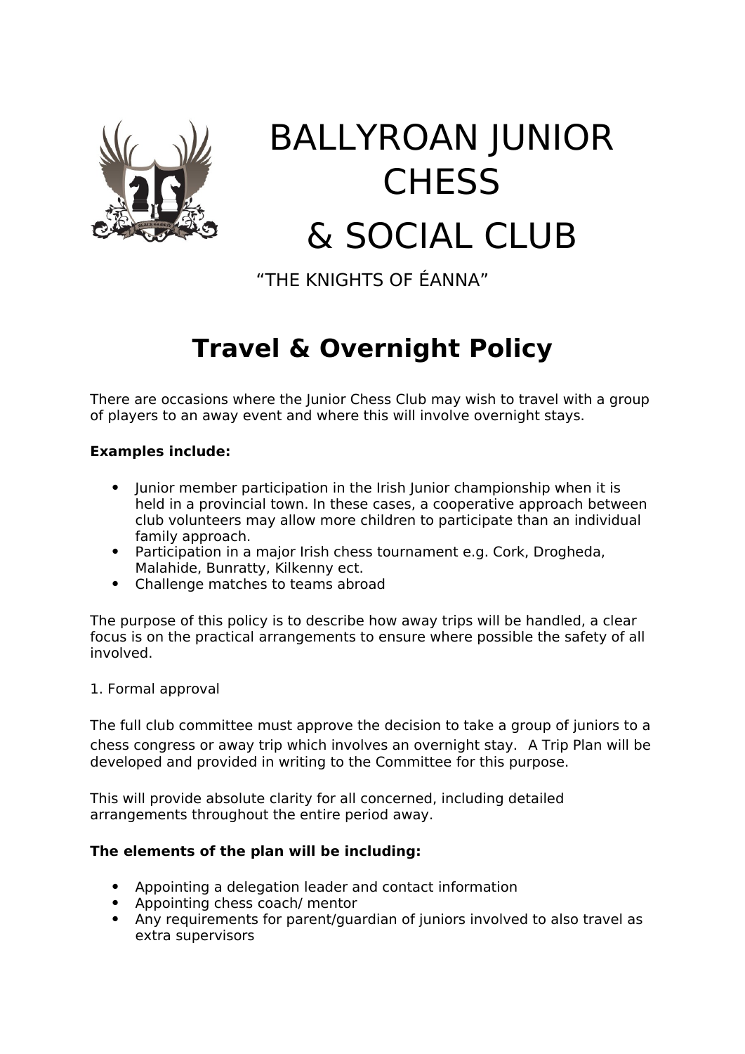# BALLYROAN JUNIOR CHESS

# & SOCIAL CLUB

“THE KNIGHTS OF ÉANNA”

## Travel & Overnight Policy

There are occasions where the Junior Chess Club may wish to travel with a group of players to an away event and where this will involve overnight stays.

**Examples include:**

- Junior member participation in the Irish Junior championship when it is held in a provincial town. In these cases, a cooperative approach between club volunteers may allow more children to participate than an individual family approach.
- Participation in a major Irish chess tournament e.g. Cork, Drogheda, Malahide, Bunratty, Kilkenny ect.
- Challenge matches to teams abroad

The purpose of this policy is to describe how away trips will be handled, a clear focus is on the practical arrangements to ensure where possible the safety of all involved.

1. Formal approval

The full club committee must approve the decision to take a group of juniors to a chess congress or away trip which involves an overnight stay. A Trip Plan will be developed and provided in writing to the Committee for this purpose.

This will provide absolute clarity for all concerned, including detailed arrangements throughout the entire period away.

**The elements of the plan will be including:**

- Appointing a delegation leader and contact information
- Appointing chess coach/ mentor
- Any requirements for parent/guardian of juniors involved to also travel as extra supervisors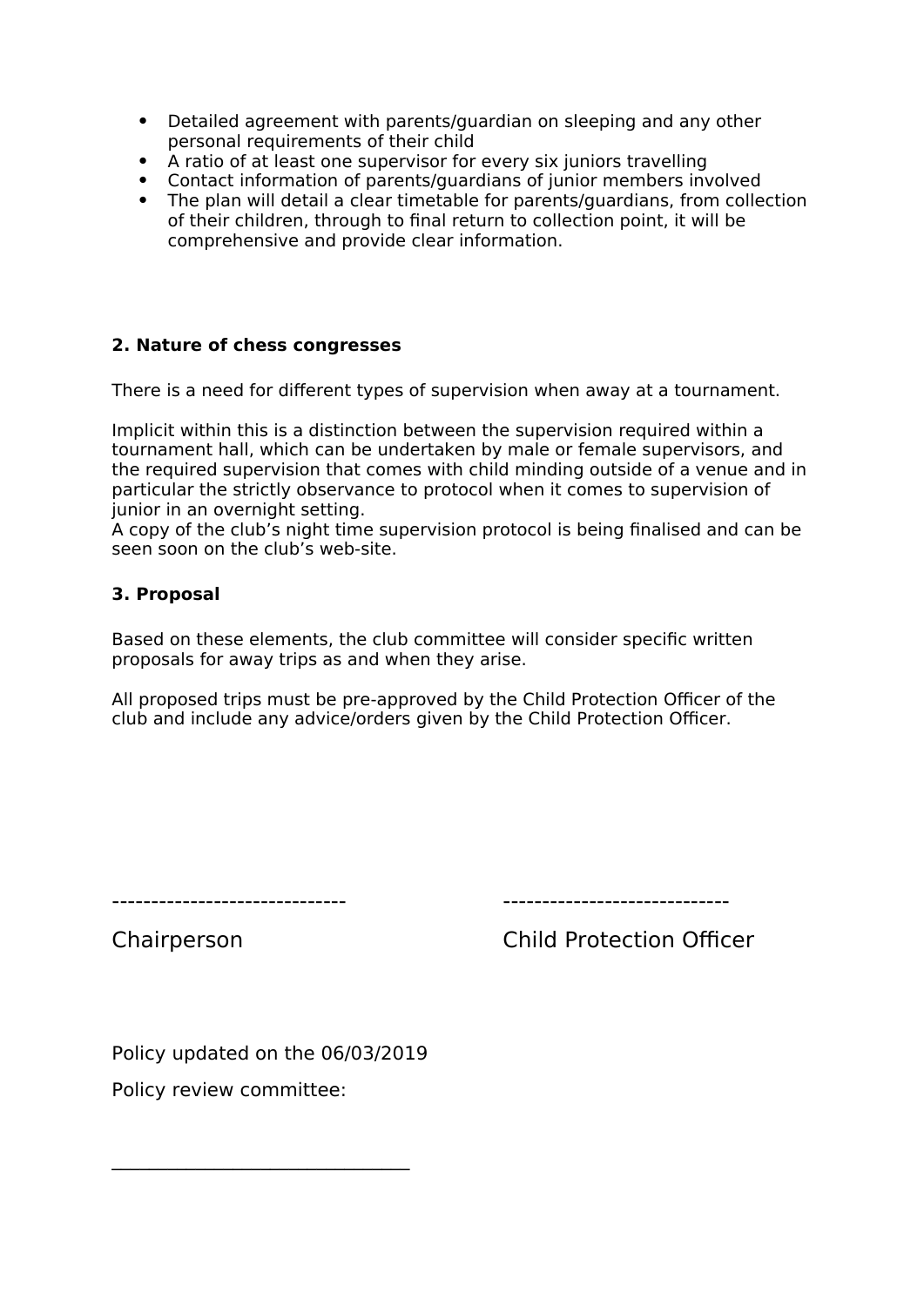- Detailed agreement with parents/guardian on sleeping and any other personal requirements of their child
- A ratio of at least one supervisor for every six juniors travelling
- Contact information of parents/guardians of junior members involved
- The plan will detail a clear timetable for parents/guardians, from collection of their children, through to final return to collection point, it will be comprehensive and provide clear information.

**2. Nature of chess congresses**

There is a need for different types of supervision when away at a tournament.

Implicit within this is a distinction between the supervision required within a tournament hall, which can be undertaken by male or female supervisors, and the required supervision that comes with child minding outside of a venue and in particular the strictly observance to protocol when it comes to supervision of junior in an overnight setting.
A copy of the club's night time supervision protocol is being finalised and can be seen soon on the club's web-site.

**3. Proposal**

Based on these elements, the club committee will consider specific written proposals for away trips as and when they arise.

All proposed trips must be pre-approved by the Child Protection Officer of the club and include any advice/orders given by the Child Protection Officer.

------------------------------ ----------------------------

Chairperson Child Protection Officer

Policy updated on the 06/03/2019

Policy review committee:

_______________________________